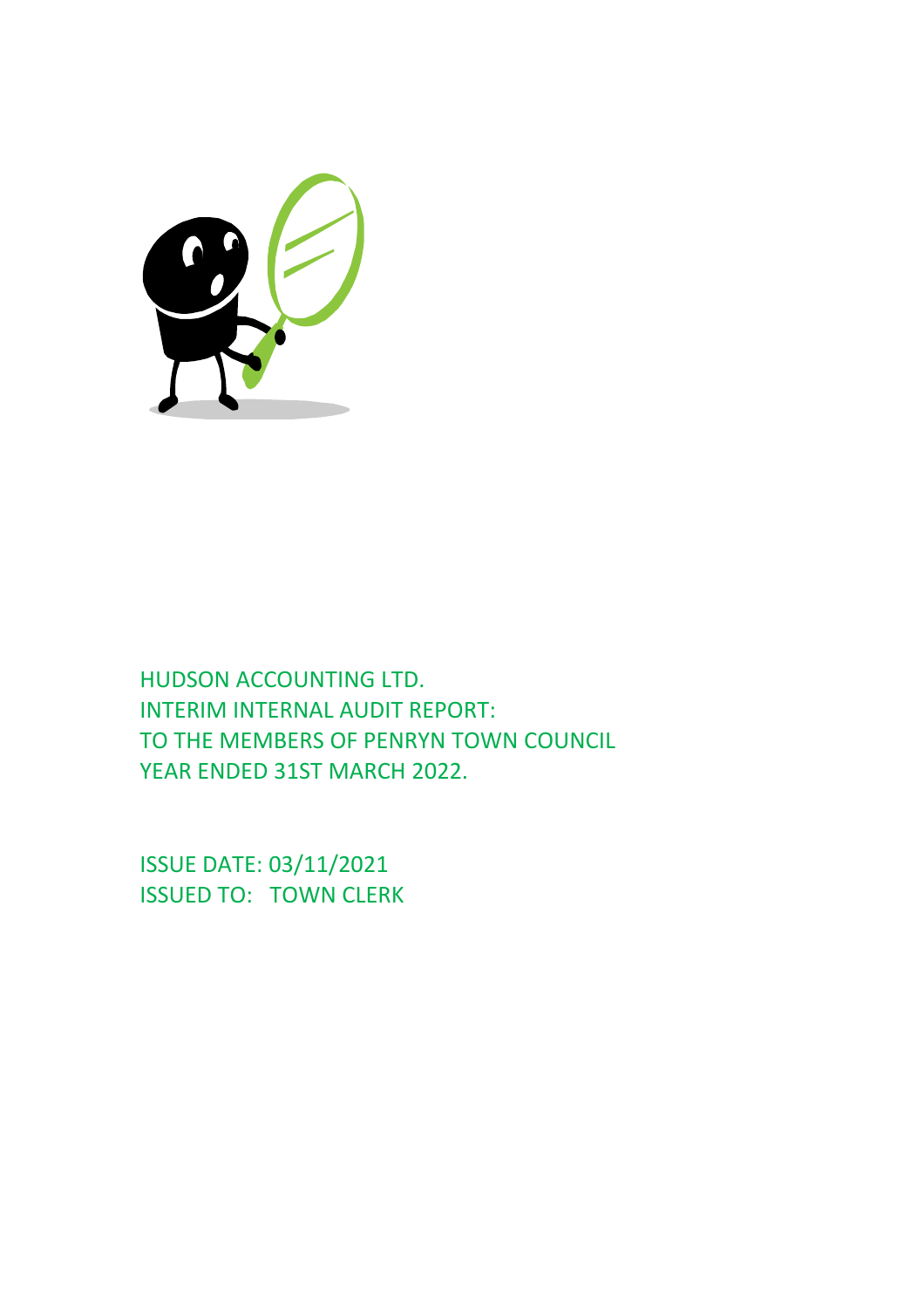HUDSON ACCOUNTING LTD.
INTERIM INTERNAL AUDIT REPORT:
TO THE MEMBERS OF PENRYN TOWN COUNCIL
YEAR ENDED 31ST MARCH 2022.

ISSUE DATE: 03/11/2021
ISSUED TO: TOWN CLERK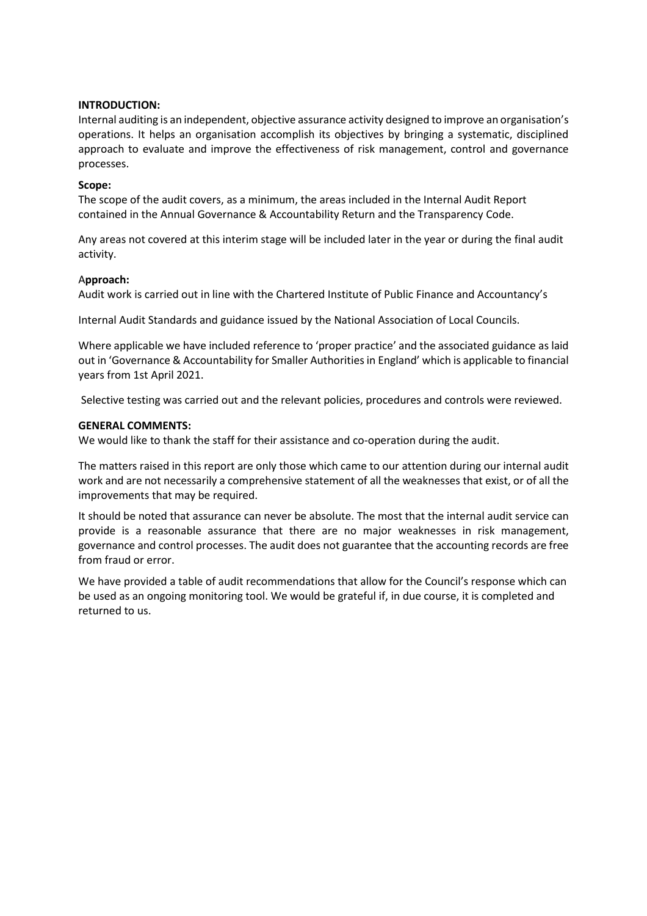**INTRODUCTION:**

Internal auditing is an independent, objective assurance activity designed to improve an organisation's operations. It helps an organisation accomplish its objectives by bringing a systematic, disciplined approach to evaluate and improve the effectiveness of risk management, control and governance processes.

**Scope:**

The scope of the audit covers, as a minimum, the areas included in the Internal Audit Report contained in the Annual Governance & Accountability Return and the Transparency Code.

Any areas not covered at this interim stage will be included later in the year or during the final audit activity.

A**pproach:**

Audit work is carried out in line with the Chartered Institute of Public Finance and Accountancy's

Internal Audit Standards and guidance issued by the National Association of Local Councils.

Where applicable we have included reference to 'proper practice' and the associated guidance as laid out in 'Governance & Accountability for Smaller Authorities in England' which is applicable to financial years from 1st April 2021.

Selective testing was carried out and the relevant policies, procedures and controls were reviewed.

**GENERAL COMMENTS:**

We would like to thank the staff for their assistance and co-operation during the audit.

The matters raised in this report are only those which came to our attention during our internal audit work and are not necessarily a comprehensive statement of all the weaknesses that exist, or of all the improvements that may be required.

It should be noted that assurance can never be absolute. The most that the internal audit service can provide is a reasonable assurance that there are no major weaknesses in risk management, governance and control processes. The audit does not guarantee that the accounting records are free from fraud or error.

We have provided a table of audit recommendations that allow for the Council's response which can be used as an ongoing monitoring tool. We would be grateful if, in due course, it is completed and returned to us.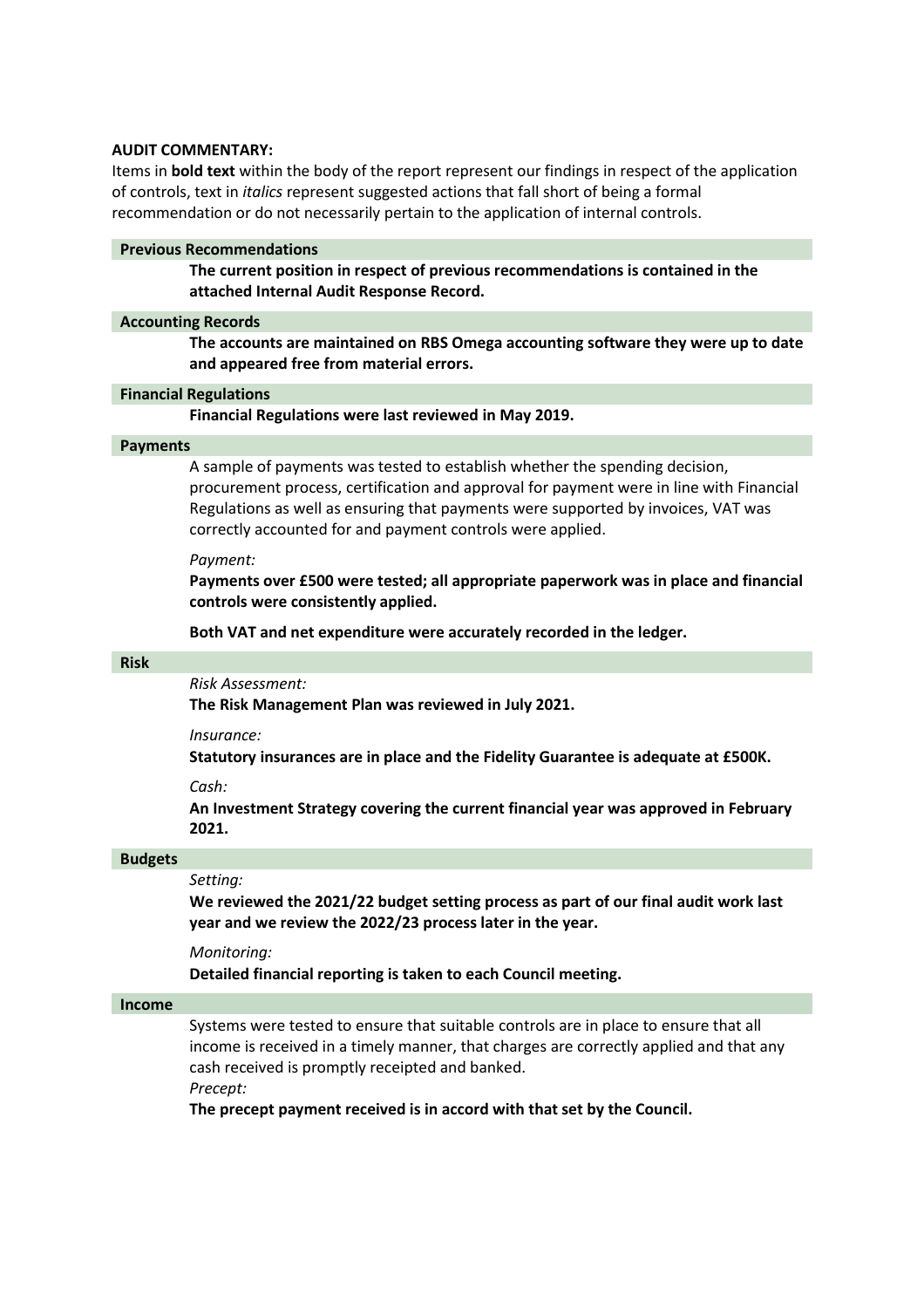**AUDIT COMMENTARY:**

Items in **bold text** within the body of the report represent our findings in respect of the application of controls, text in *italics* represent suggested actions that fall short of being a formal recommendation or do not necessarily pertain to the application of internal controls.

### Previous Recommendations

**The current position in respect of previous recommendations is contained in the attached Internal Audit Response Record.**

### Accounting Records

**The accounts are maintained on RBS Omega accounting software they were up to date and appeared free from material errors.**

### Financial Regulations

**Financial Regulations were last reviewed in May 2019.**

### Payments

A sample of payments was tested to establish whether the spending decision, procurement process, certification and approval for payment were in line with Financial Regulations as well as ensuring that payments were supported by invoices, VAT was correctly accounted for and payment controls were applied.

*Payment:*

**Payments over £500 were tested; all appropriate paperwork was in place and financial controls were consistently applied.**

**Both VAT and net expenditure were accurately recorded in the ledger.**

### Risk

*Risk Assessment:*

**The Risk Management Plan was reviewed in July 2021.**

*Insurance:*

**Statutory insurances are in place and the Fidelity Guarantee is adequate at £500K.**

*Cash:*

**An Investment Strategy covering the current financial year was approved in February 2021.**

### Budgets

*Setting:*

**We reviewed the 2021/22 budget setting process as part of our final audit work last year and we review the 2022/23 process later in the year.**

*Monitoring:*

**Detailed financial reporting is taken to each Council meeting.**

### Income

Systems were tested to ensure that suitable controls are in place to ensure that all income is received in a timely manner, that charges are correctly applied and that any cash received is promptly receipted and banked.

*Precept:*

**The precept payment received is in accord with that set by the Council.**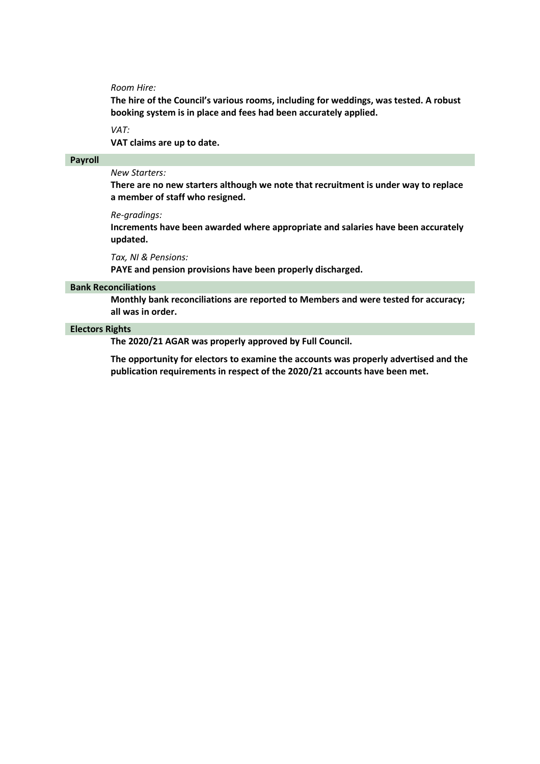*Room Hire:*

**The hire of the Council's various rooms, including for weddings, was tested. A robust booking system is in place and fees had been accurately applied.**

*VAT:*

**VAT claims are up to date.**

## Payroll

*New Starters:*

**There are no new starters although we note that recruitment is under way to replace a member of staff who resigned.**

*Re-gradings:*

**Increments have been awarded where appropriate and salaries have been accurately updated.**

*Tax, NI & Pensions:*

**PAYE and pension provisions have been properly discharged.**

## Bank Reconciliations

**Monthly bank reconciliations are reported to Members and were tested for accuracy; all was in order.**

## Electors Rights

**The 2020/21 AGAR was properly approved by Full Council.**

**The opportunity for electors to examine the accounts was properly advertised and the publication requirements in respect of the 2020/21 accounts have been met.**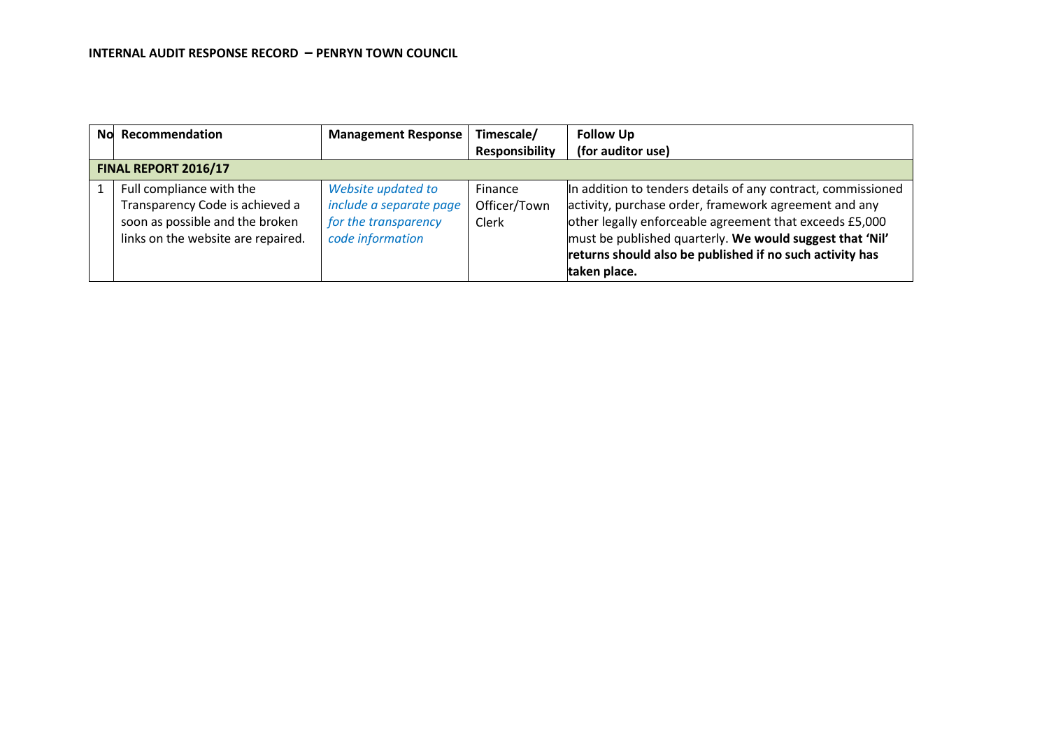**INTERNAL AUDIT RESPONSE RECORD – PENRYN TOWN COUNCIL**

| No | Recommendation | Management Response | Timescale/ Responsibility | Follow Up (for auditor use) |
|---|---|---|---|---|
| **FINAL REPORT 2016/17** | | | | |
| 1 | Full compliance with the Transparency Code is achieved a soon as possible and the broken links on the website are repaired. | *Website updated to include a separate page for the transparency code information* | Finance Officer/Town Clerk | In addition to tenders details of any contract, commissioned activity, purchase order, framework agreement and any other legally enforceable agreement that exceeds £5,000 must be published quarterly. **We would suggest that 'Nil' returns should also be published if no such activity has taken place.** |